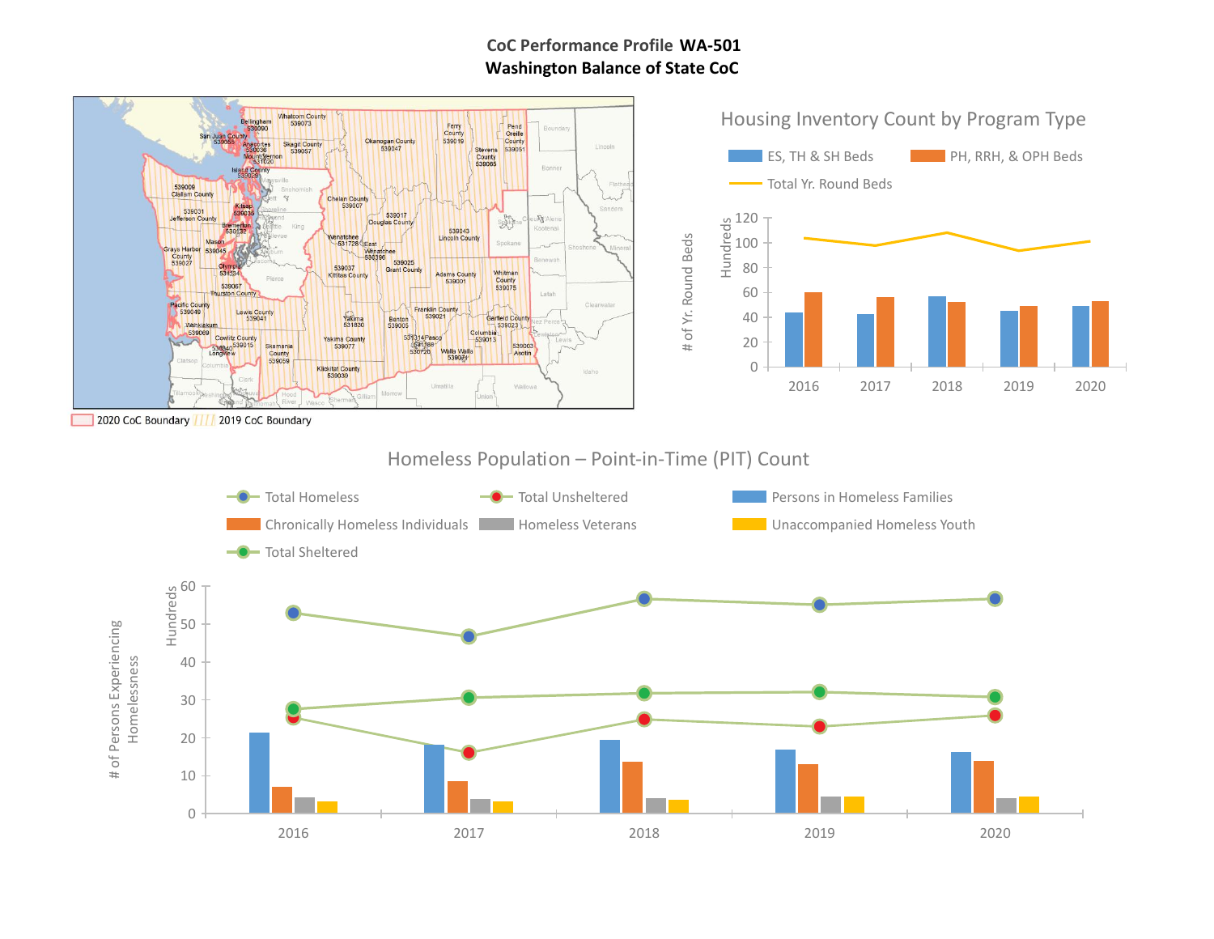# CoC Performance Profile WA-501
## Washington Balance of State CoC

2020 CoC Boundary ////// 2019 CoC Boundary

## Housing Inventory Count by Program Type

ES, TH & SH Beds | PH, RRH, & OPH Beds | Total Yr. Round Beds

# of Yr. Round Beds (Hundreds)

0, 20, 40, 60, 80, 100, 120

2016, 2017, 2018, 2019, 2020

## Homeless Population – Point-in-Time (PIT) Count

Total Homeless | Total Unsheltered | Persons in Homeless Families | Chronically Homeless Individuals | Homeless Veterans | Unaccompanied Homeless Youth | Total Sheltered

# of Persons Experiencing Homelessness (Hundreds)

0, 10, 20, 30, 40, 50, 60

2016, 2017, 2018, 2019, 2020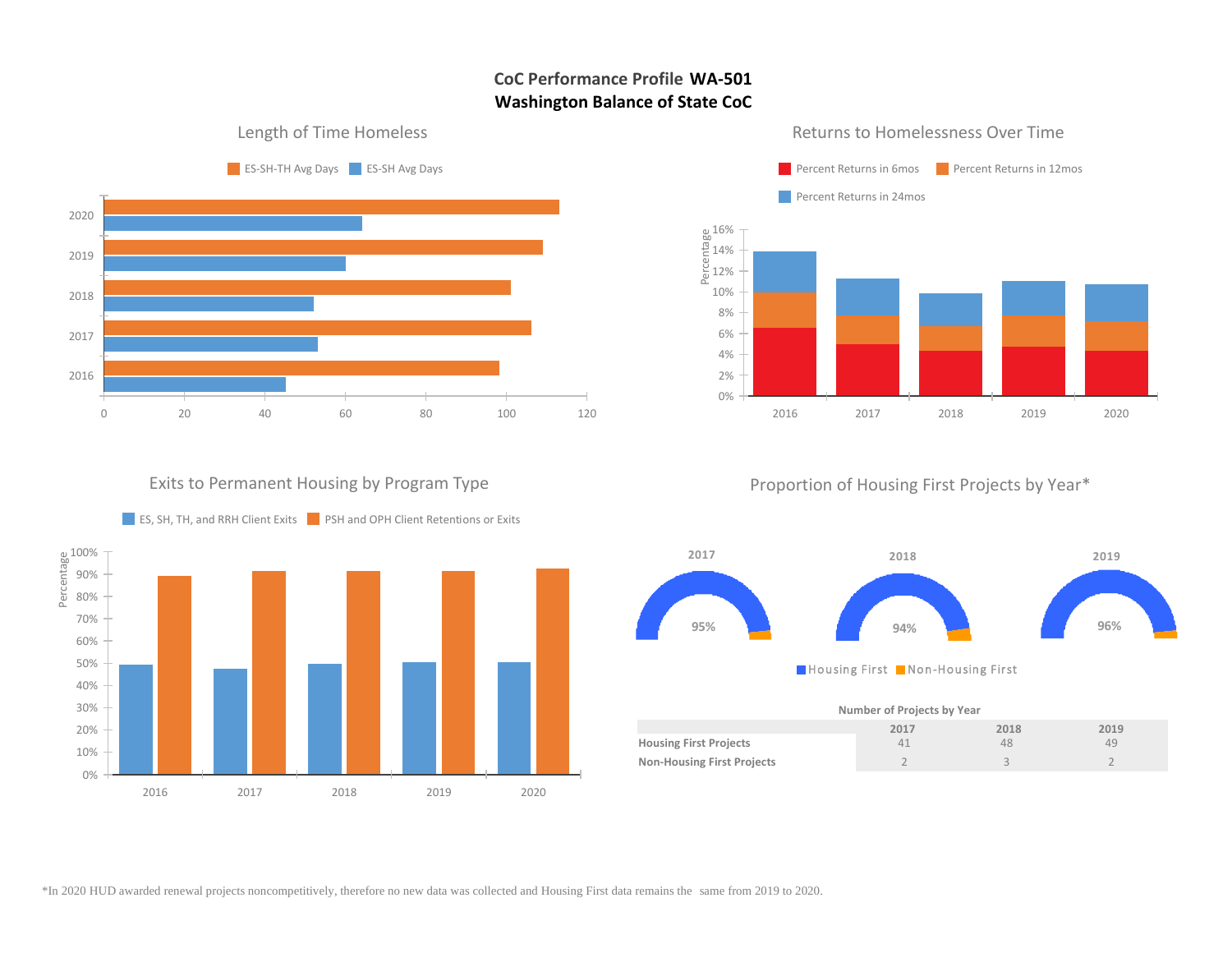# CoC Performance Profile WA-501
## Washington Balance of State CoC

### Length of Time Homeless

ES-SH-TH Avg Days | ES-SH Avg Days

### Returns to Homelessness Over Time

Percent Returns in 6mos | Percent Returns in 12mos | Percent Returns in 24mos

### Exits to Permanent Housing by Program Type

ES, SH, TH, and RRH Client Exits | PSH and OPH Client Retentions or Exits

### Proportion of Housing First Projects by Year*

| 2017 | 2018 | 2019 |
|---|---|---|
| 95% | 94% | 96% |

Housing First | Non-Housing First

**Number of Projects by Year**

| | 2017 | 2018 | 2019 |
|---|---|---|---|
| **Housing First Projects** | 41 | 48 | 49 |
| **Non-Housing First Projects** | 2 | 3 | 2 |

*In 2020 HUD awarded renewal projects noncompetitively, therefore no new data was collected and Housing First data remains the same from 2019 to 2020.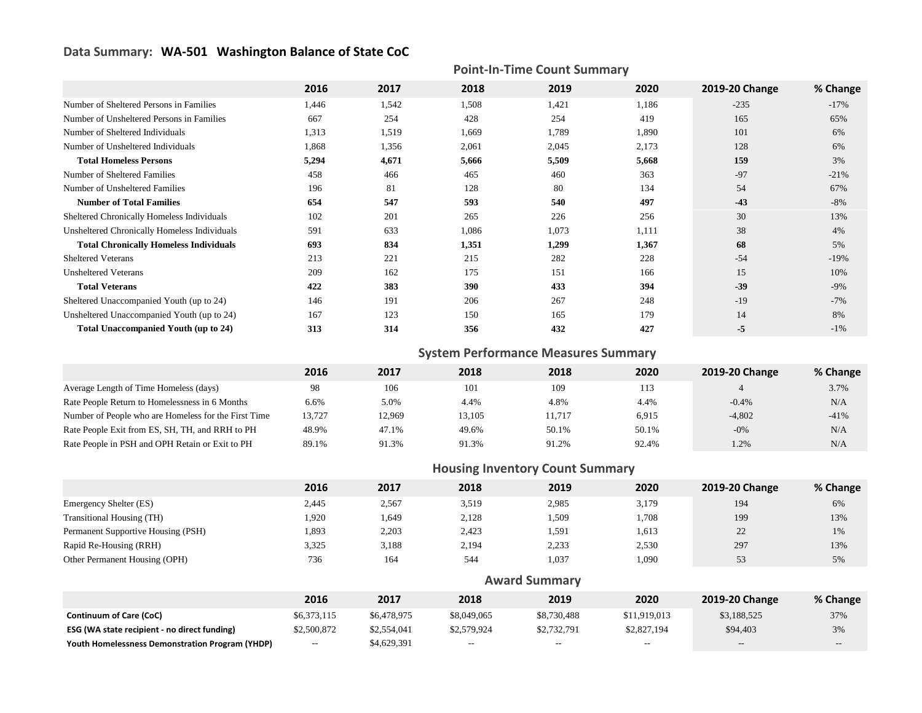## Data Summary: WA-501 Washington Balance of State CoC

### Point-In-Time Count Summary

| | 2016 | 2017 | 2018 | 2019 | 2020 | 2019-20 Change | % Change |
|---|---|---|---|---|---|---|---|
| Number of Sheltered Persons in Families | 1,446 | 1,542 | 1,508 | 1,421 | 1,186 | -235 | -17% |
| Number of Unsheltered Persons in Families | 667 | 254 | 428 | 254 | 419 | 165 | 65% |
| Number of Sheltered Individuals | 1,313 | 1,519 | 1,669 | 1,789 | 1,890 | 101 | 6% |
| Number of Unsheltered Individuals | 1,868 | 1,356 | 2,061 | 2,045 | 2,173 | 128 | 6% |
| **Total Homeless Persons** | **5,294** | **4,671** | **5,666** | **5,509** | **5,668** | **159** | 3% |
| Number of Sheltered Families | 458 | 466 | 465 | 460 | 363 | -97 | -21% |
| Number of Unsheltered Families | 196 | 81 | 128 | 80 | 134 | 54 | 67% |
| **Number of Total Families** | **654** | **547** | **593** | **540** | **497** | **-43** | -8% |
| Sheltered Chronically Homeless Individuals | 102 | 201 | 265 | 226 | 256 | 30 | 13% |
| Unsheltered Chronically Homeless Individuals | 591 | 633 | 1,086 | 1,073 | 1,111 | 38 | 4% |
| **Total Chronically Homeless Individuals** | **693** | **834** | **1,351** | **1,299** | **1,367** | **68** | 5% |
| Sheltered Veterans | 213 | 221 | 215 | 282 | 228 | -54 | -19% |
| Unsheltered Veterans | 209 | 162 | 175 | 151 | 166 | 15 | 10% |
| **Total Veterans** | **422** | **383** | **390** | **433** | **394** | **-39** | -9% |
| Sheltered Unaccompanied Youth (up to 24) | 146 | 191 | 206 | 267 | 248 | -19 | -7% |
| Unsheltered Unaccompanied Youth (up to 24) | 167 | 123 | 150 | 165 | 179 | 14 | 8% |
| **Total Unaccompanied Youth (up to 24)** | **313** | **314** | **356** | **432** | **427** | **-5** | -1% |

### System Performance Measures Summary

| | 2016 | 2017 | 2018 | 2018 | 2020 | 2019-20 Change | % Change |
|---|---|---|---|---|---|---|---|
| Average Length of Time Homeless (days) | 98 | 106 | 101 | 109 | 113 | 4 | 3.7% |
| Rate People Return to Homelessness in 6 Months | 6.6% | 5.0% | 4.4% | 4.8% | 4.4% | -0.4% | N/A |
| Number of People who are Homeless for the First Time | 13,727 | 12,969 | 13,105 | 11,717 | 6,915 | -4,802 | -41% |
| Rate People Exit from ES, SH, TH, and RRH to PH | 48.9% | 47.1% | 49.6% | 50.1% | 50.1% | -0% | N/A |
| Rate People in PSH and OPH Retain or Exit to PH | 89.1% | 91.3% | 91.3% | 91.2% | 92.4% | 1.2% | N/A |

### Housing Inventory Count Summary

| | 2016 | 2017 | 2018 | 2019 | 2020 | 2019-20 Change | % Change |
|---|---|---|---|---|---|---|---|
| Emergency Shelter (ES) | 2,445 | 2,567 | 3,519 | 2,985 | 3,179 | 194 | 6% |
| Transitional Housing (TH) | 1,920 | 1,649 | 2,128 | 1,509 | 1,708 | 199 | 13% |
| Permanent Supportive Housing (PSH) | 1,893 | 2,203 | 2,423 | 1,591 | 1,613 | 22 | 1% |
| Rapid Re-Housing (RRH) | 3,325 | 3,188 | 2,194 | 2,233 | 2,530 | 297 | 13% |
| Other Permanent Housing (OPH) | 736 | 164 | 544 | 1,037 | 1,090 | 53 | 5% |

### Award Summary

| | 2016 | 2017 | 2018 | 2019 | 2020 | 2019-20 Change | % Change |
|---|---|---|---|---|---|---|---|
| **Continuum of Care (CoC)** | $6,373,115 | $6,478,975 | $8,049,065 | $8,730,488 | $11,919,013 | $3,188,525 | 37% |
| **ESG (WA state recipient - no direct funding)** | $2,500,872 | $2,554,041 | $2,579,924 | $2,732,791 | $2,827,194 | $94,403 | 3% |
| **Youth Homelessness Demonstration Program (YHDP)** | -- | $4,629,391 | -- | -- | -- | -- | -- |